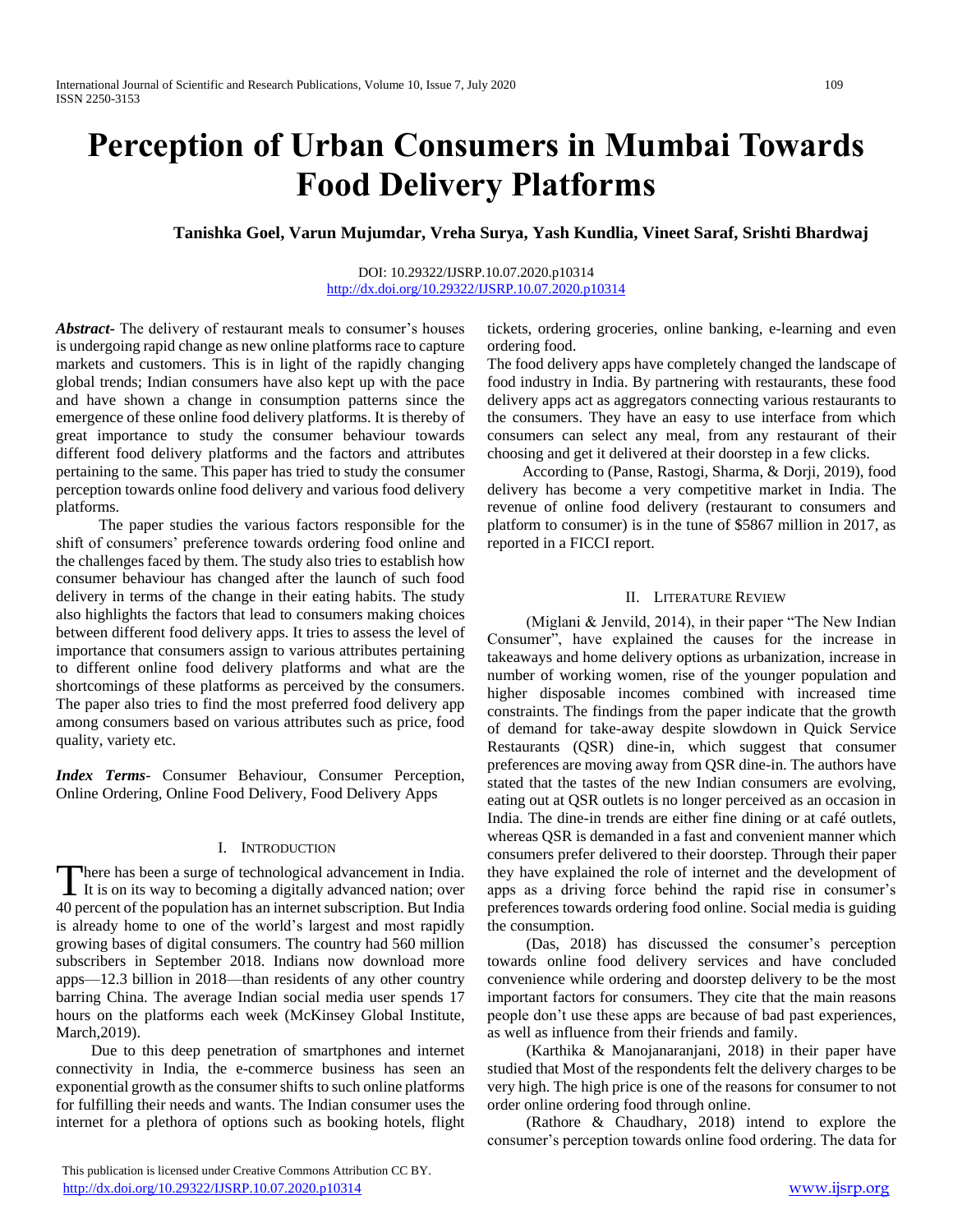# Perception of Urban Consumers in Mumbai Towards Food Delivery Platforms

**Tanishka Goel, Varun Mujumdar, Vreha Surya, Yash Kundlia, Vineet Saraf, Srishti Bhardwaj**

DOI: 10.29322/IJSRP.10.07.2020.p10314
http://dx.doi.org/10.29322/IJSRP.10.07.2020.p10314

***Abstract-*** The delivery of restaurant meals to consumer's houses is undergoing rapid change as new online platforms race to capture markets and customers. This is in light of the rapidly changing global trends; Indian consumers have also kept up with the pace and have shown a change in consumption patterns since the emergence of these online food delivery platforms. It is thereby of great importance to study the consumer behaviour towards different food delivery platforms and the factors and attributes pertaining to the same. This paper has tried to study the consumer perception towards online food delivery and various food delivery platforms.

The paper studies the various factors responsible for the shift of consumers' preference towards ordering food online and the challenges faced by them. The study also tries to establish how consumer behaviour has changed after the launch of such food delivery in terms of the change in their eating habits. The study also highlights the factors that lead to consumers making choices between different food delivery apps. It tries to assess the level of importance that consumers assign to various attributes pertaining to different online food delivery platforms and what are the shortcomings of these platforms as perceived by the consumers. The paper also tries to find the most preferred food delivery app among consumers based on various attributes such as price, food quality, variety etc.

***Index Terms-*** Consumer Behaviour, Consumer Perception, Online Ordering, Online Food Delivery, Food Delivery Apps

## I. Introduction

There has been a surge of technological advancement in India. It is on its way to becoming a digitally advanced nation; over 40 percent of the population has an internet subscription. But India is already home to one of the world's largest and most rapidly growing bases of digital consumers. The country had 560 million subscribers in September 2018. Indians now download more apps—12.3 billion in 2018—than residents of any other country barring China. The average Indian social media user spends 17 hours on the platforms each week (McKinsey Global Institute, March,2019).

Due to this deep penetration of smartphones and internet connectivity in India, the e-commerce business has seen an exponential growth as the consumer shifts to such online platforms for fulfilling their needs and wants. The Indian consumer uses the internet for a plethora of options such as booking hotels, flight tickets, ordering groceries, online banking, e-learning and even ordering food.

The food delivery apps have completely changed the landscape of food industry in India. By partnering with restaurants, these food delivery apps act as aggregators connecting various restaurants to the consumers. They have an easy to use interface from which consumers can select any meal, from any restaurant of their choosing and get it delivered at their doorstep in a few clicks.

According to (Panse, Rastogi, Sharma, & Dorji, 2019), food delivery has become a very competitive market in India. The revenue of online food delivery (restaurant to consumers and platform to consumer) is in the tune of $5867 million in 2017, as reported in a FICCI report.

## II. Literature Review

(Miglani & Jenvild, 2014), in their paper "The New Indian Consumer", have explained the causes for the increase in takeaways and home delivery options as urbanization, increase in number of working women, rise of the younger population and higher disposable incomes combined with increased time constraints. The findings from the paper indicate that the growth of demand for take-away despite slowdown in Quick Service Restaurants (QSR) dine-in, which suggest that consumer preferences are moving away from QSR dine-in. The authors have stated that the tastes of the new Indian consumers are evolving, eating out at QSR outlets is no longer perceived as an occasion in India. The dine-in trends are either fine dining or at café outlets, whereas QSR is demanded in a fast and convenient manner which consumers prefer delivered to their doorstep. Through their paper they have explained the role of internet and the development of apps as a driving force behind the rapid rise in consumer's preferences towards ordering food online. Social media is guiding the consumption.

(Das, 2018) has discussed the consumer's perception towards online food delivery services and have concluded convenience while ordering and doorstep delivery to be the most important factors for consumers. They cite that the main reasons people don't use these apps are because of bad past experiences, as well as influence from their friends and family.

(Karthika & Manojanaranjani, 2018) in their paper have studied that Most of the respondents felt the delivery charges to be very high. The high price is one of the reasons for consumer to not order online ordering food through online.

(Rathore & Chaudhary, 2018) intend to explore the consumer's perception towards online food ordering. The data for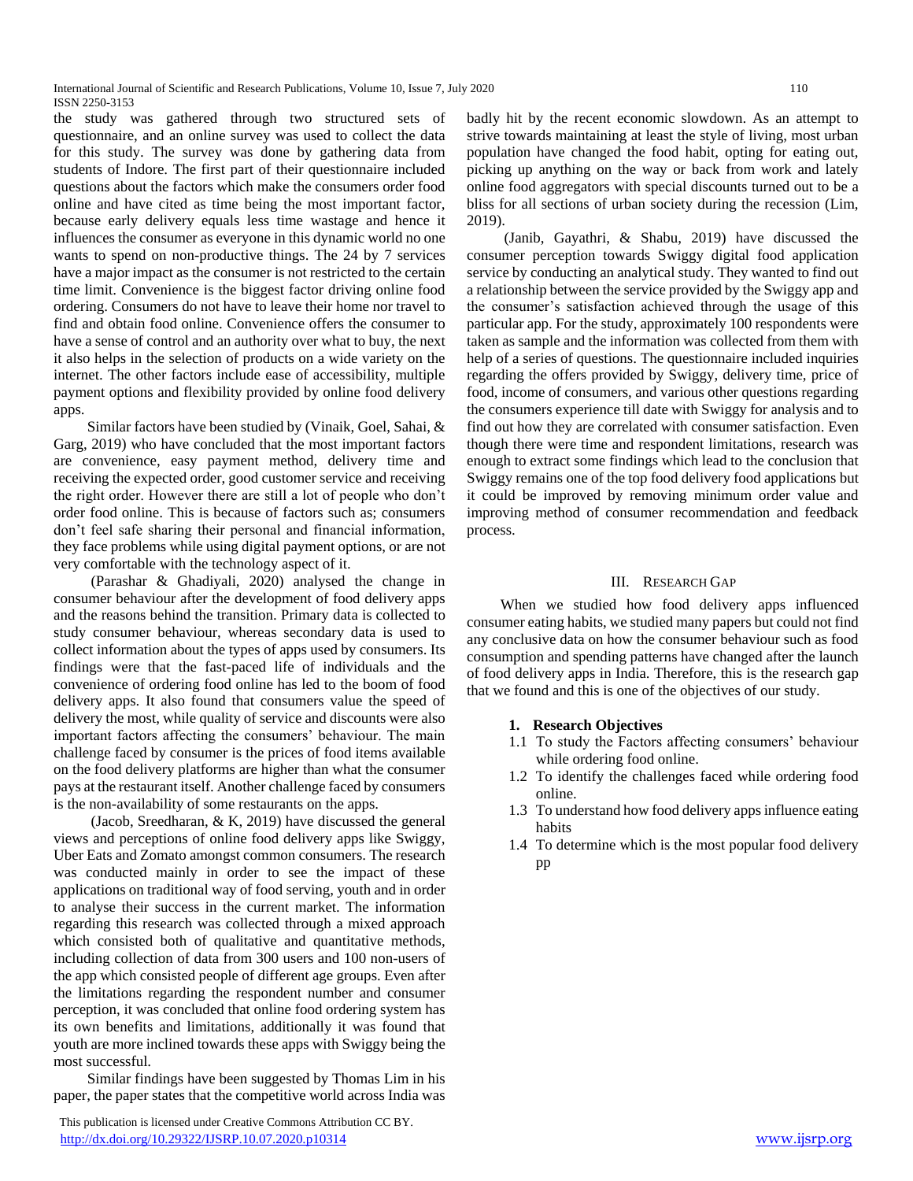the study was gathered through two structured sets of questionnaire, and an online survey was used to collect the data for this study. The survey was done by gathering data from students of Indore. The first part of their questionnaire included questions about the factors which make the consumers order food online and have cited as time being the most important factor, because early delivery equals less time wastage and hence it influences the consumer as everyone in this dynamic world no one wants to spend on non-productive things. The 24 by 7 services have a major impact as the consumer is not restricted to the certain time limit. Convenience is the biggest factor driving online food ordering. Consumers do not have to leave their home nor travel to find and obtain food online. Convenience offers the consumer to have a sense of control and an authority over what to buy, the next it also helps in the selection of products on a wide variety on the internet. The other factors include ease of accessibility, multiple payment options and flexibility provided by online food delivery apps.

Similar factors have been studied by (Vinaik, Goel, Sahai, & Garg, 2019) who have concluded that the most important factors are convenience, easy payment method, delivery time and receiving the expected order, good customer service and receiving the right order. However there are still a lot of people who don't order food online. This is because of factors such as; consumers don't feel safe sharing their personal and financial information, they face problems while using digital payment options, or are not very comfortable with the technology aspect of it.

(Parashar & Ghadiyali, 2020) analysed the change in consumer behaviour after the development of food delivery apps and the reasons behind the transition. Primary data is collected to study consumer behaviour, whereas secondary data is used to collect information about the types of apps used by consumers. Its findings were that the fast-paced life of individuals and the convenience of ordering food online has led to the boom of food delivery apps. It also found that consumers value the speed of delivery the most, while quality of service and discounts were also important factors affecting the consumers' behaviour. The main challenge faced by consumer is the prices of food items available on the food delivery platforms are higher than what the consumer pays at the restaurant itself. Another challenge faced by consumers is the non-availability of some restaurants on the apps.

(Jacob, Sreedharan, & K, 2019) have discussed the general views and perceptions of online food delivery apps like Swiggy, Uber Eats and Zomato amongst common consumers. The research was conducted mainly in order to see the impact of these applications on traditional way of food serving, youth and in order to analyse their success in the current market. The information regarding this research was collected through a mixed approach which consisted both of qualitative and quantitative methods, including collection of data from 300 users and 100 non-users of the app which consisted people of different age groups. Even after the limitations regarding the respondent number and consumer perception, it was concluded that online food ordering system has its own benefits and limitations, additionally it was found that youth are more inclined towards these apps with Swiggy being the most successful.

Similar findings have been suggested by Thomas Lim in his paper, the paper states that the competitive world across India was badly hit by the recent economic slowdown. As an attempt to strive towards maintaining at least the style of living, most urban population have changed the food habit, opting for eating out, picking up anything on the way or back from work and lately online food aggregators with special discounts turned out to be a bliss for all sections of urban society during the recession (Lim, 2019).

(Janib, Gayathri, & Shabu, 2019) have discussed the consumer perception towards Swiggy digital food application service by conducting an analytical study. They wanted to find out a relationship between the service provided by the Swiggy app and the consumer's satisfaction achieved through the usage of this particular app. For the study, approximately 100 respondents were taken as sample and the information was collected from them with help of a series of questions. The questionnaire included inquiries regarding the offers provided by Swiggy, delivery time, price of food, income of consumers, and various other questions regarding the consumers experience till date with Swiggy for analysis and to find out how they are correlated with consumer satisfaction. Even though there were time and respondent limitations, research was enough to extract some findings which lead to the conclusion that Swiggy remains one of the top food delivery food applications but it could be improved by removing minimum order value and improving method of consumer recommendation and feedback process.

## III. Research Gap

When we studied how food delivery apps influenced consumer eating habits, we studied many papers but could not find any conclusive data on how the consumer behaviour such as food consumption and spending patterns have changed after the launch of food delivery apps in India. Therefore, this is the research gap that we found and this is one of the objectives of our study.

### 1. Research Objectives

1.1 To study the Factors affecting consumers' behaviour while ordering food online.

1.2 To identify the challenges faced while ordering food online.

1.3 To understand how food delivery apps influence eating habits

1.4 To determine which is the most popular food delivery pp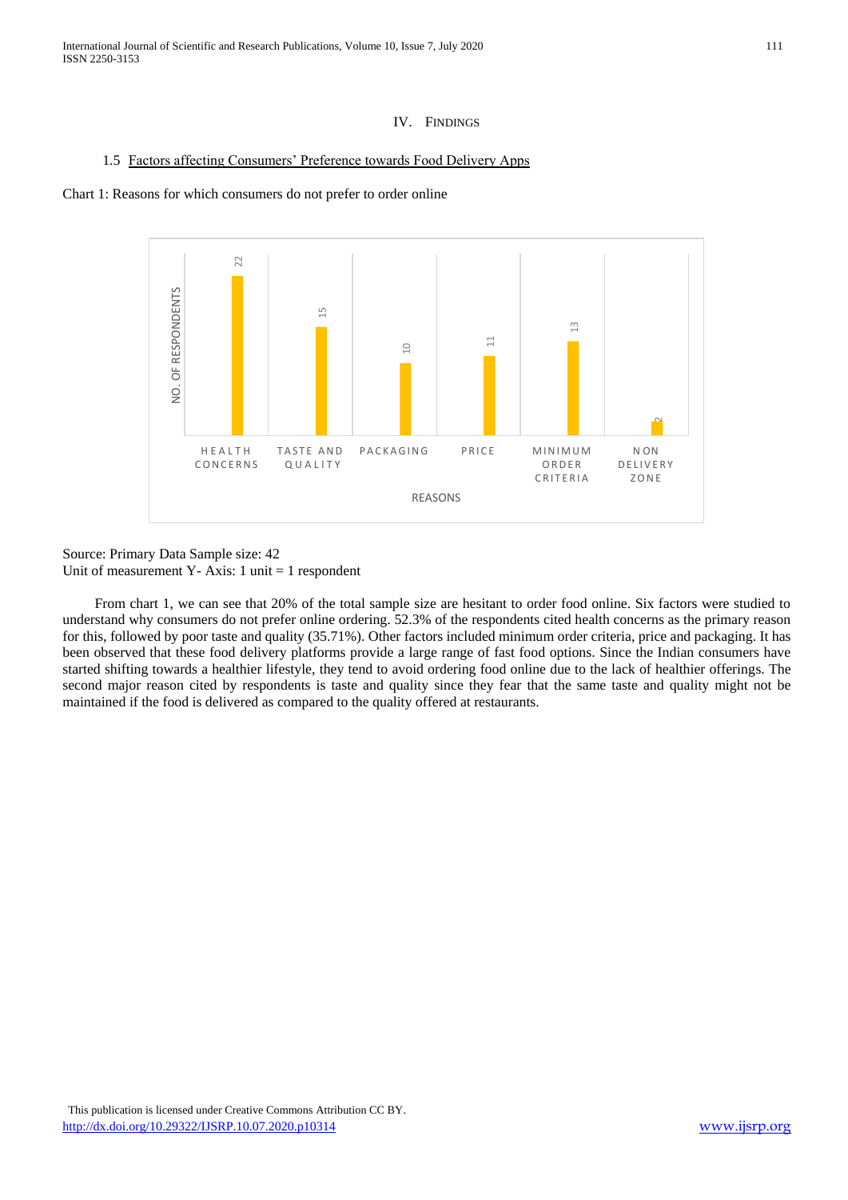## IV. Findings

### 1.5 Factors affecting Consumers' Preference towards Food Delivery Apps

Chart 1: Reasons for which consumers do not prefer to order online

| REASONS | NO. OF RESPONDENTS |
|---|---|
| HEALTH CONCERNS | 22 |
| TASTE AND QUALITY | 15 |
| PACKAGING | 10 |
| PRICE | 11 |
| MINIMUM ORDER CRITERIA | 13 |
| NON DELIVERY ZONE | 2 |

Source: Primary Data Sample size: 42
Unit of measurement Y- Axis: 1 unit = 1 respondent

From chart 1, we can see that 20% of the total sample size are hesitant to order food online. Six factors were studied to understand why consumers do not prefer online ordering. 52.3% of the respondents cited health concerns as the primary reason for this, followed by poor taste and quality (35.71%). Other factors included minimum order criteria, price and packaging. It has been observed that these food delivery platforms provide a large range of fast food options. Since the Indian consumers have started shifting towards a healthier lifestyle, they tend to avoid ordering food online due to the lack of healthier offerings. The second major reason cited by respondents is taste and quality since they fear that the same taste and quality might not be maintained if the food is delivered as compared to the quality offered at restaurants.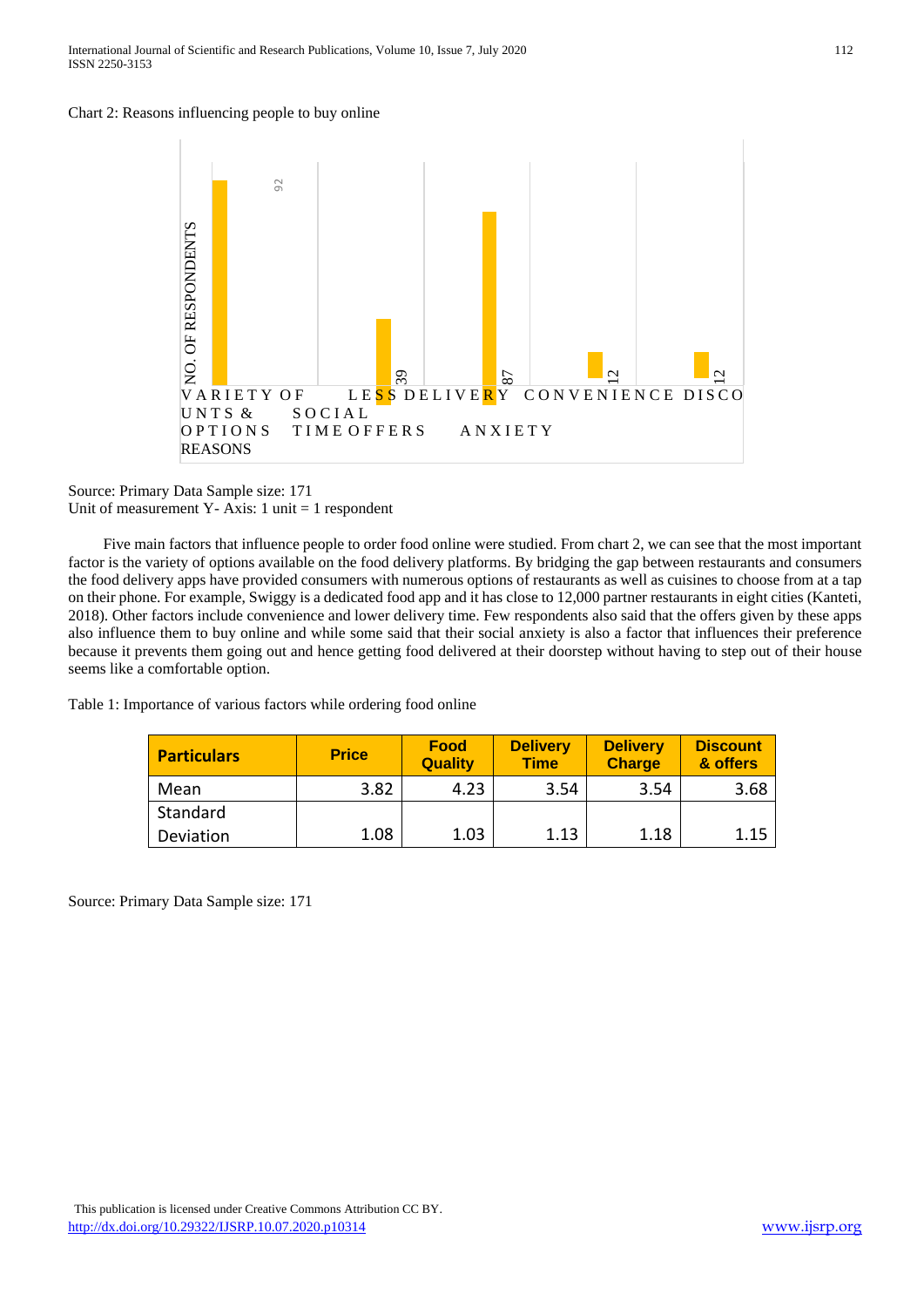Chart 2: Reasons influencing people to buy online

| Reasons | No. of respondents |
| --- | --- |
| Variety of options | 92 |
| Social anxiety | 39 |
| Less delivery time | 87 |
| Convenience | 12 |
| Discounts & offers | 12 |

Source: Primary Data Sample size: 171
Unit of measurement Y- Axis: 1 unit = 1 respondent

Five main factors that influence people to order food online were studied. From chart 2, we can see that the most important factor is the variety of options available on the food delivery platforms. By bridging the gap between restaurants and consumers the food delivery apps have provided consumers with numerous options of restaurants as well as cuisines to choose from at a tap on their phone. For example, Swiggy is a dedicated food app and it has close to 12,000 partner restaurants in eight cities (Kanteti, 2018). Other factors include convenience and lower delivery time. Few respondents also said that the offers given by these apps also influence them to buy online and while some said that their social anxiety is also a factor that influences their preference because it prevents them going out and hence getting food delivered at their doorstep without having to step out of their house seems like a comfortable option.

Table 1: Importance of various factors while ordering food online

| Particulars | Price | Food Quality | Delivery Time | Delivery Charge | Discount & offers |
| --- | --- | --- | --- | --- | --- |
| Mean | 3.82 | 4.23 | 3.54 | 3.54 | 3.68 |
| Standard Deviation | 1.08 | 1.03 | 1.13 | 1.18 | 1.15 |

Source: Primary Data Sample size: 171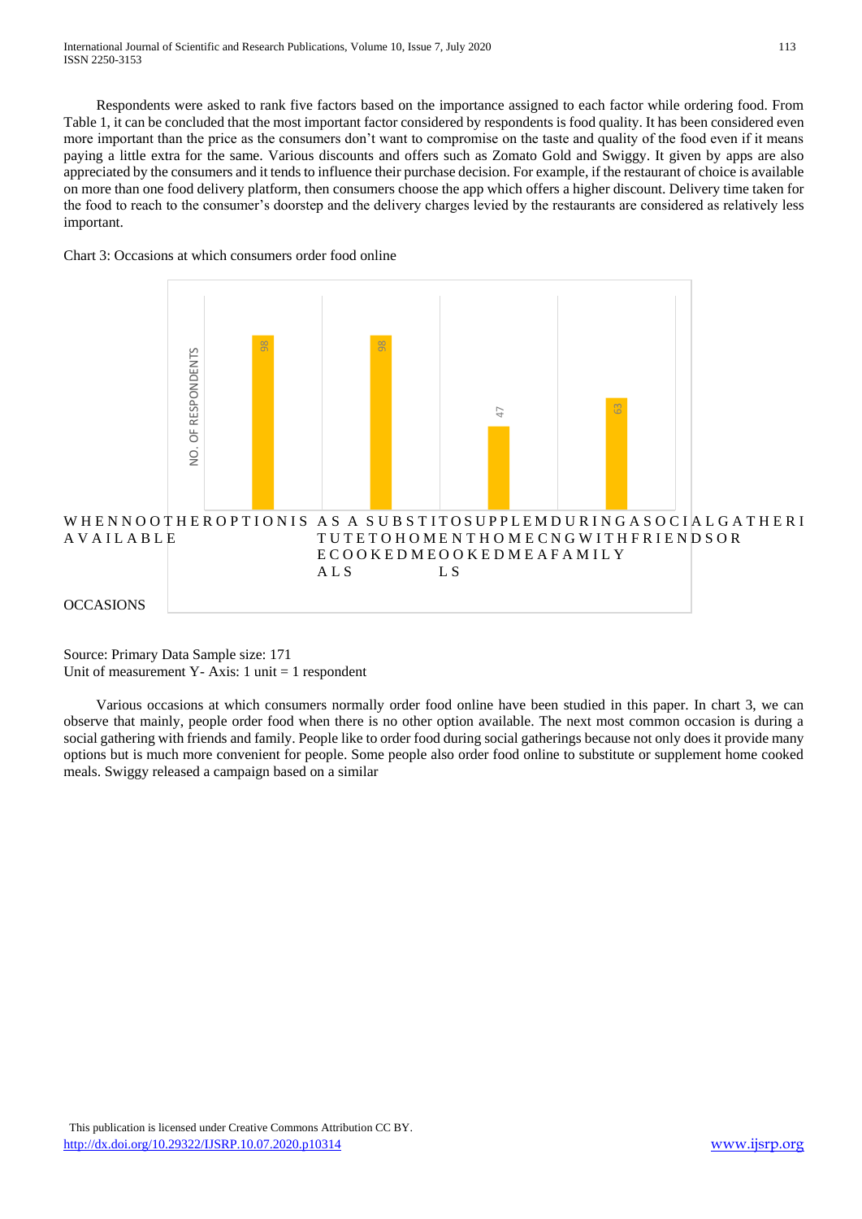Respondents were asked to rank five factors based on the importance assigned to each factor while ordering food. From Table 1, it can be concluded that the most important factor considered by respondents is food quality. It has been considered even more important than the price as the consumers don't want to compromise on the taste and quality of the food even if it means paying a little extra for the same. Various discounts and offers such as Zomato Gold and Swiggy. It given by apps are also appreciated by the consumers and it tends to influence their purchase decision. For example, if the restaurant of choice is available on more than one food delivery platform, then consumers choose the app which offers a higher discount. Delivery time taken for the food to reach to the consumer's doorstep and the delivery charges levied by the restaurants are considered as relatively less important.

Chart 3: Occasions at which consumers order food online

| OCCASIONS | NO. OF RESPONDENTS |
|---|---|
| WHEN NO OTHER OPTION IS AVAILABLE | 98 |
| AS A SUBSTITUTE TO HOME COOKED MEALS | 98 |
| TO SUPPLEMENT HOME COOKED MEALS | 47 |
| DURING A SOCIAL GATHERING WITH FRIENDS OR FAMILY | 63 |

Source: Primary Data Sample size: 171
Unit of measurement Y- Axis: 1 unit = 1 respondent

Various occasions at which consumers normally order food online have been studied in this paper. In chart 3, we can observe that mainly, people order food when there is no other option available. The next most common occasion is during a social gathering with friends and family. People like to order food during social gatherings because not only does it provide many options but is much more convenient for people. Some people also order food online to substitute or supplement home cooked meals. Swiggy released a campaign based on a similar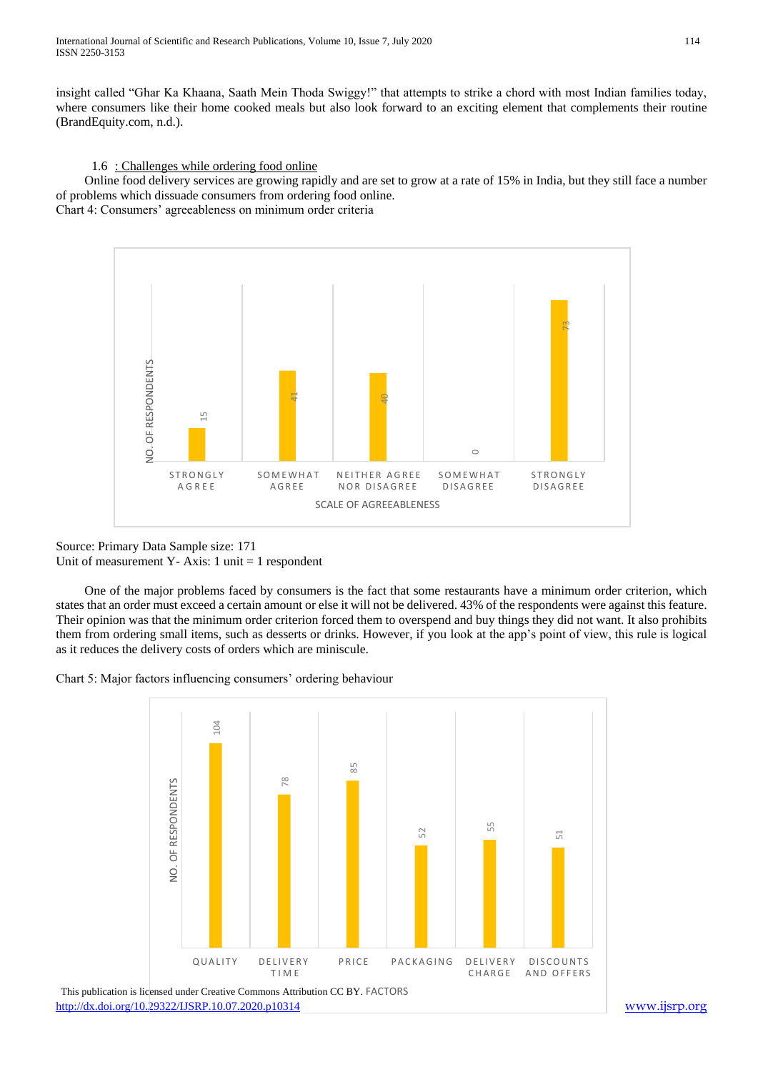insight called "Ghar Ka Khaana, Saath Mein Thoda Swiggy!" that attempts to strike a chord with most Indian families today, where consumers like their home cooked meals but also look forward to an exciting element that complements their routine (BrandEquity.com, n.d.).

### 1.6 : Challenges while ordering food online

Online food delivery services are growing rapidly and are set to grow at a rate of 15% in India, but they still face a number of problems which dissuade consumers from ordering food online.

Chart 4: Consumers' agreeableness on minimum order criteria

| SCALE OF AGREEABLENESS | NO. OF RESPONDENTS |
|---|---|
| STRONGLY AGREE | 15 |
| SOMEWHAT AGREE | 41 |
| NEITHER AGREE NOR DISAGREE | 40 |
| SOMEWHAT DISAGREE | 0 |
| STRONGLY DISAGREE | 73 |

Source: Primary Data Sample size: 171
Unit of measurement Y- Axis: 1 unit = 1 respondent

One of the major problems faced by consumers is the fact that some restaurants have a minimum order criterion, which states that an order must exceed a certain amount or else it will not be delivered. 43% of the respondents were against this feature. Their opinion was that the minimum order criterion forced them to overspend and buy things they did not want. It also prohibits them from ordering small items, such as desserts or drinks. However, if you look at the app's point of view, this rule is logical as it reduces the delivery costs of orders which are miniscule.

Chart 5: Major factors influencing consumers' ordering behaviour

| FACTORS | NO. OF RESPONDENTS |
|---|---|
| QUALITY | 104 |
| DELIVERY TIME | 78 |
| PRICE | 85 |
| PACKAGING | 52 |
| DELIVERY CHARGE | 55 |
| DISCOUNTS AND OFFERS | 51 |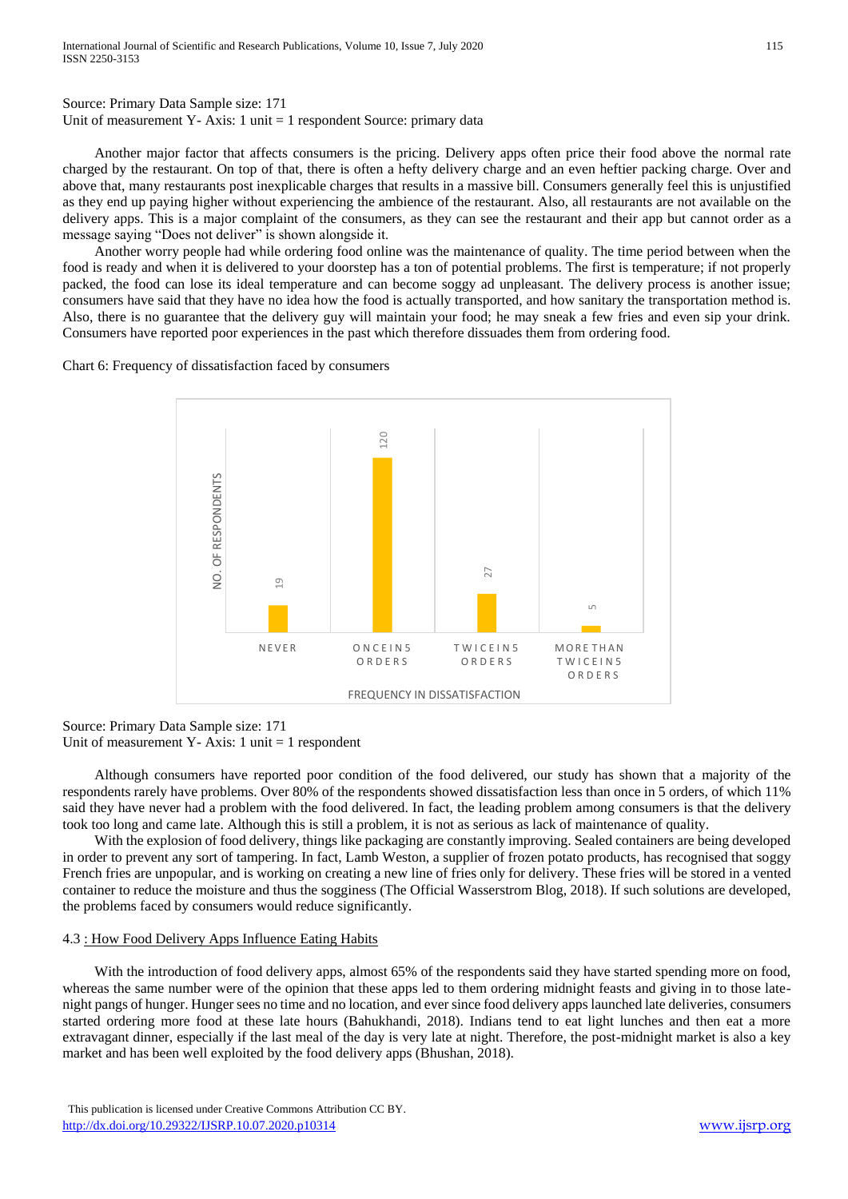Source: Primary Data Sample size: 171
Unit of measurement Y- Axis: 1 unit = 1 respondent Source: primary data

Another major factor that affects consumers is the pricing. Delivery apps often price their food above the normal rate charged by the restaurant. On top of that, there is often a hefty delivery charge and an even heftier packing charge. Over and above that, many restaurants post inexplicable charges that results in a massive bill. Consumers generally feel this is unjustified as they end up paying higher without experiencing the ambience of the restaurant. Also, all restaurants are not available on the delivery apps. This is a major complaint of the consumers, as they can see the restaurant and their app but cannot order as a message saying "Does not deliver" is shown alongside it.

Another worry people had while ordering food online was the maintenance of quality. The time period between when the food is ready and when it is delivered to your doorstep has a ton of potential problems. The first is temperature; if not properly packed, the food can lose its ideal temperature and can become soggy ad unpleasant. The delivery process is another issue; consumers have said that they have no idea how the food is actually transported, and how sanitary the transportation method is. Also, there is no guarantee that the delivery guy will maintain your food; he may sneak a few fries and even sip your drink. Consumers have reported poor experiences in the past which therefore dissuades them from ordering food.

Chart 6: Frequency of dissatisfaction faced by consumers

| FREQUENCY IN DISSATISFACTION | NO. OF RESPONDENTS |
|---|---|
| NEVER | 19 |
| ONCE IN 5 ORDERS | 120 |
| TWICE IN 5 ORDERS | 27 |
| MORE THAN TWICE IN 5 ORDERS | 5 |

Source: Primary Data Sample size: 171
Unit of measurement Y- Axis: 1 unit = 1 respondent

Although consumers have reported poor condition of the food delivered, our study has shown that a majority of the respondents rarely have problems. Over 80% of the respondents showed dissatisfaction less than once in 5 orders, of which 11% said they have never had a problem with the food delivered. In fact, the leading problem among consumers is that the delivery took too long and came late. Although this is still a problem, it is not as serious as lack of maintenance of quality.

With the explosion of food delivery, things like packaging are constantly improving. Sealed containers are being developed in order to prevent any sort of tampering. In fact, Lamb Weston, a supplier of frozen potato products, has recognised that soggy French fries are unpopular, and is working on creating a new line of fries only for delivery. These fries will be stored in a vented container to reduce the moisture and thus the sogginess (The Official Wasserstrom Blog, 2018). If such solutions are developed, the problems faced by consumers would reduce significantly.

### 4.3 : How Food Delivery Apps Influence Eating Habits

With the introduction of food delivery apps, almost 65% of the respondents said they have started spending more on food, whereas the same number were of the opinion that these apps led to them ordering midnight feasts and giving in to those late-night pangs of hunger. Hunger sees no time and no location, and ever since food delivery apps launched late deliveries, consumers started ordering more food at these late hours (Bahukhandi, 2018). Indians tend to eat light lunches and then eat a more extravagant dinner, especially if the last meal of the day is very late at night. Therefore, the post-midnight market is also a key market and has been well exploited by the food delivery apps (Bhushan, 2018).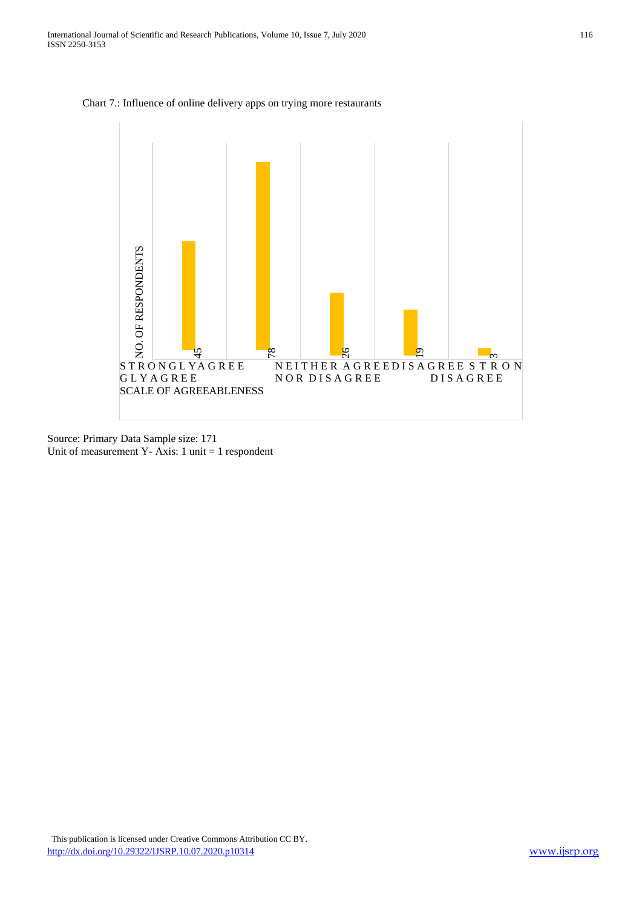Chart 7.: Influence of online delivery apps on trying more restaurants

| Scale of Agreeableness | No. of Respondents |
| --- | --- |
| Strongly Agree | 45 |
| Agree | 78 |
| Neither Agree Nor Disagree | 26 |
| Disagree | 19 |
| Strongly Disagree | 3 |

Source: Primary Data Sample size: 171
Unit of measurement Y- Axis: 1 unit = 1 respondent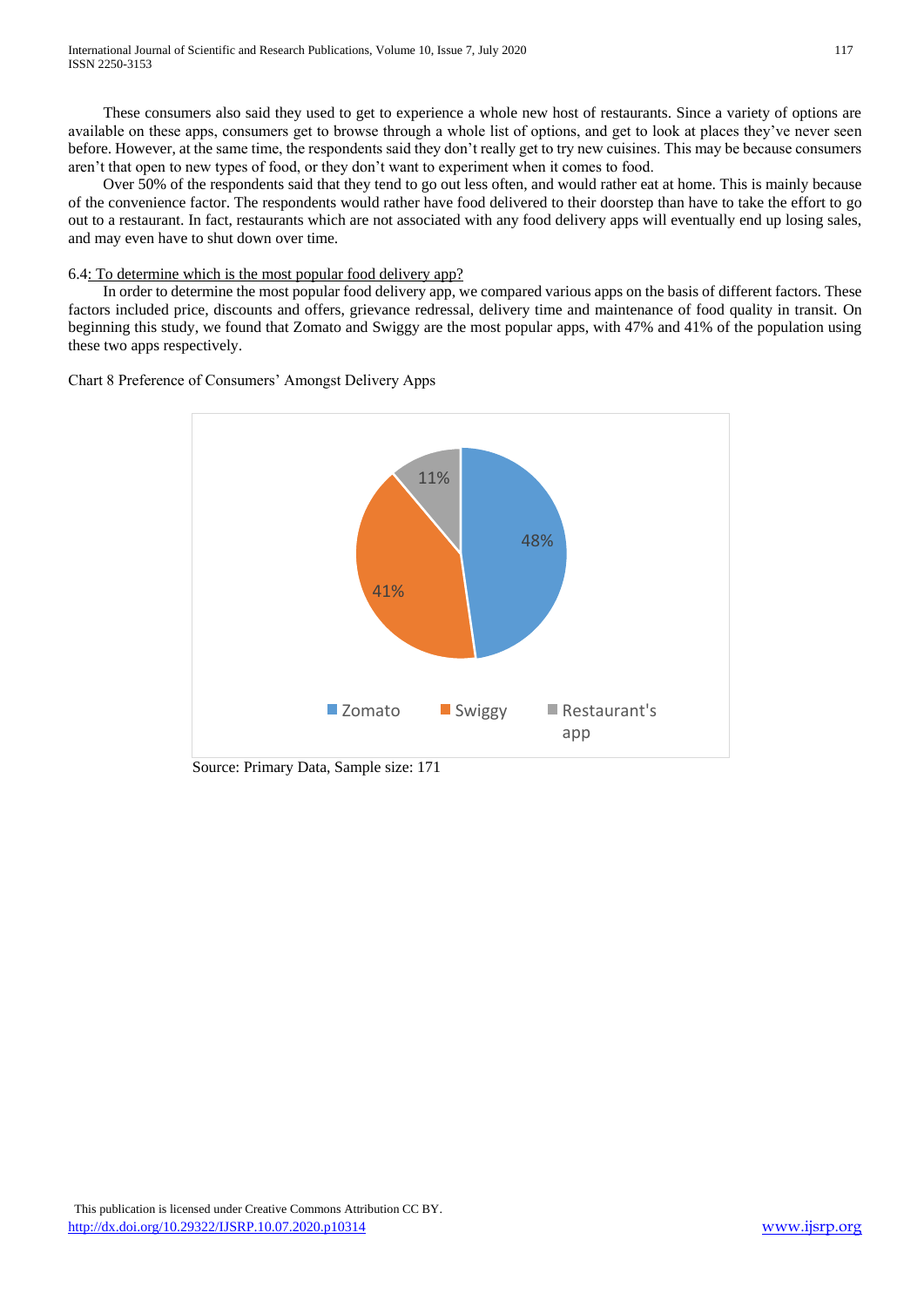These consumers also said they used to get to experience a whole new host of restaurants. Since a variety of options are available on these apps, consumers get to browse through a whole list of options, and get to look at places they've never seen before. However, at the same time, the respondents said they don't really get to try new cuisines. This may be because consumers aren't that open to new types of food, or they don't want to experiment when it comes to food.

Over 50% of the respondents said that they tend to go out less often, and would rather eat at home. This is mainly because of the convenience factor. The respondents would rather have food delivered to their doorstep than have to take the effort to go out to a restaurant. In fact, restaurants which are not associated with any food delivery apps will eventually end up losing sales, and may even have to shut down over time.

6.4: To determine which is the most popular food delivery app?

In order to determine the most popular food delivery app, we compared various apps on the basis of different factors. These factors included price, discounts and offers, grievance redressal, delivery time and maintenance of food quality in transit. On beginning this study, we found that Zomato and Swiggy are the most popular apps, with 47% and 41% of the population using these two apps respectively.

Chart 8 Preference of Consumers' Amongst Delivery Apps

| App | Share |
|---|---|
| Zomato | 48% |
| Swiggy | 41% |
| Restaurant's app | 11% |

Source: Primary Data, Sample size: 171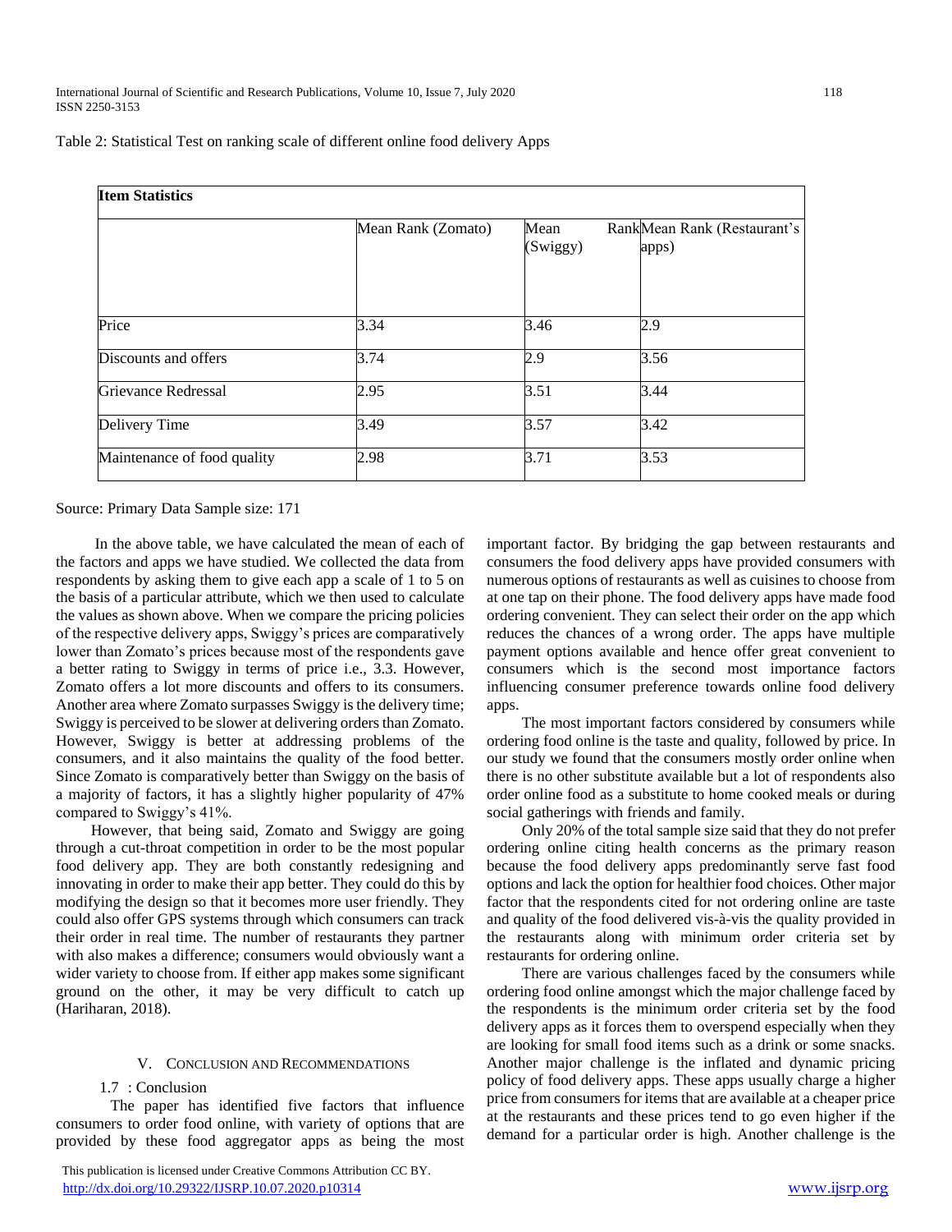Table 2: Statistical Test on ranking scale of different online food delivery Apps

| **Item Statistics** | | | |
|---|---|---|---|
| | Mean Rank (Zomato) | Mean Rank (Swiggy) | Mean Rank (Restaurant's apps) |
| Price | 3.34 | 3.46 | 2.9 |
| Discounts and offers | 3.74 | 2.9 | 3.56 |
| Grievance Redressal | 2.95 | 3.51 | 3.44 |
| Delivery Time | 3.49 | 3.57 | 3.42 |
| Maintenance of food quality | 2.98 | 3.71 | 3.53 |

Source: Primary Data Sample size: 171

In the above table, we have calculated the mean of each of the factors and apps we have studied. We collected the data from respondents by asking them to give each app a scale of 1 to 5 on the basis of a particular attribute, which we then used to calculate the values as shown above. When we compare the pricing policies of the respective delivery apps, Swiggy's prices are comparatively lower than Zomato's prices because most of the respondents gave a better rating to Swiggy in terms of price i.e., 3.3. However, Zomato offers a lot more discounts and offers to its consumers. Another area where Zomato surpasses Swiggy is the delivery time; Swiggy is perceived to be slower at delivering orders than Zomato. However, Swiggy is better at addressing problems of the consumers, and it also maintains the quality of the food better. Since Zomato is comparatively better than Swiggy on the basis of a majority of factors, it has a slightly higher popularity of 47% compared to Swiggy's 41%.

However, that being said, Zomato and Swiggy are going through a cut-throat competition in order to be the most popular food delivery app. They are both constantly redesigning and innovating in order to make their app better. They could do this by modifying the design so that it becomes more user friendly. They could also offer GPS systems through which consumers can track their order in real time. The number of restaurants they partner with also makes a difference; consumers would obviously want a wider variety to choose from. If either app makes some significant ground on the other, it may be very difficult to catch up (Hariharan, 2018).

## V. Conclusion and Recommendations

### 1.7 : Conclusion

The paper has identified five factors that influence consumers to order food online, with variety of options that are provided by these food aggregator apps as being the most important factor. By bridging the gap between restaurants and consumers the food delivery apps have provided consumers with numerous options of restaurants as well as cuisines to choose from at one tap on their phone. The food delivery apps have made food ordering convenient. They can select their order on the app which reduces the chances of a wrong order. The apps have multiple payment options available and hence offer great convenient to consumers which is the second most importance factors influencing consumer preference towards online food delivery apps.

The most important factors considered by consumers while ordering food online is the taste and quality, followed by price. In our study we found that the consumers mostly order online when there is no other substitute available but a lot of respondents also order online food as a substitute to home cooked meals or during social gatherings with friends and family.

Only 20% of the total sample size said that they do not prefer ordering online citing health concerns as the primary reason because the food delivery apps predominantly serve fast food options and lack the option for healthier food choices. Other major factor that the respondents cited for not ordering online are taste and quality of the food delivered vis-à-vis the quality provided in the restaurants along with minimum order criteria set by restaurants for ordering online.

There are various challenges faced by the consumers while ordering food online amongst which the major challenge faced by the respondents is the minimum order criteria set by the food delivery apps as it forces them to overspend especially when they are looking for small food items such as a drink or some snacks. Another major challenge is the inflated and dynamic pricing policy of food delivery apps. These apps usually charge a higher price from consumers for items that are available at a cheaper price at the restaurants and these prices tend to go even higher if the demand for a particular order is high. Another challenge is the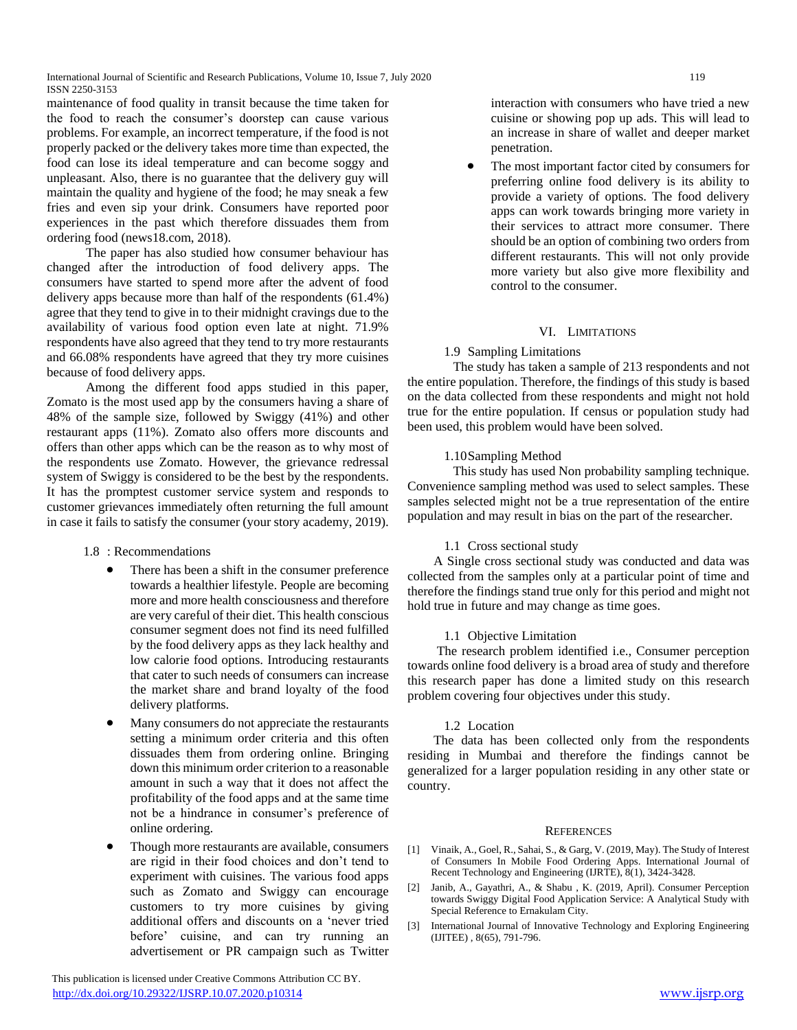maintenance of food quality in transit because the time taken for the food to reach the consumer's doorstep can cause various problems. For example, an incorrect temperature, if the food is not properly packed or the delivery takes more time than expected, the food can lose its ideal temperature and can become soggy and unpleasant. Also, there is no guarantee that the delivery guy will maintain the quality and hygiene of the food; he may sneak a few fries and even sip your drink. Consumers have reported poor experiences in the past which therefore dissuades them from ordering food (news18.com, 2018).

The paper has also studied how consumer behaviour has changed after the introduction of food delivery apps. The consumers have started to spend more after the advent of food delivery apps because more than half of the respondents (61.4%) agree that they tend to give in to their midnight cravings due to the availability of various food option even late at night. 71.9% respondents have also agreed that they tend to try more restaurants and 66.08% respondents have agreed that they try more cuisines because of food delivery apps.

Among the different food apps studied in this paper, Zomato is the most used app by the consumers having a share of 48% of the sample size, followed by Swiggy (41%) and other restaurant apps (11%). Zomato also offers more discounts and offers than other apps which can be the reason as to why most of the respondents use Zomato. However, the grievance redressal system of Swiggy is considered to be the best by the respondents. It has the promptest customer service system and responds to customer grievances immediately often returning the full amount in case it fails to satisfy the consumer (your story academy, 2019).

### 1.8 : Recommendations

- There has been a shift in the consumer preference towards a healthier lifestyle. People are becoming more and more health consciousness and therefore are very careful of their diet. This health conscious consumer segment does not find its need fulfilled by the food delivery apps as they lack healthy and low calorie food options. Introducing restaurants that cater to such needs of consumers can increase the market share and brand loyalty of the food delivery platforms.
- Many consumers do not appreciate the restaurants setting a minimum order criteria and this often dissuades them from ordering online. Bringing down this minimum order criterion to a reasonable amount in such a way that it does not affect the profitability of the food apps and at the same time not be a hindrance in consumer's preference of online ordering.
- Though more restaurants are available, consumers are rigid in their food choices and don't tend to experiment with cuisines. The various food apps such as Zomato and Swiggy can encourage customers to try more cuisines by giving additional offers and discounts on a 'never tried before' cuisine, and can try running an advertisement or PR campaign such as Twitter interaction with consumers who have tried a new cuisine or showing pop up ads. This will lead to an increase in share of wallet and deeper market penetration.
- The most important factor cited by consumers for preferring online food delivery is its ability to provide a variety of options. The food delivery apps can work towards bringing more variety in their services to attract more consumer. There should be an option of combining two orders from different restaurants. This will not only provide more variety but also give more flexibility and control to the consumer.

## VI. Limitations

### 1.9 Sampling Limitations

The study has taken a sample of 213 respondents and not the entire population. Therefore, the findings of this study is based on the data collected from these respondents and might not hold true for the entire population. If census or population study had been used, this problem would have been solved.

### 1.10 Sampling Method

This study has used Non probability sampling technique. Convenience sampling method was used to select samples. These samples selected might not be a true representation of the entire population and may result in bias on the part of the researcher.

### 1.1 Cross sectional study

A Single cross sectional study was conducted and data was collected from the samples only at a particular point of time and therefore the findings stand true only for this period and might not hold true in future and may change as time goes.

### 1.1 Objective Limitation

The research problem identified i.e., Consumer perception towards online food delivery is a broad area of study and therefore this research paper has done a limited study on this research problem covering four objectives under this study.

### 1.2 Location

The data has been collected only from the respondents residing in Mumbai and therefore the findings cannot be generalized for a larger population residing in any other state or country.

## References

[1] Vinaik, A., Goel, R., Sahai, S., & Garg, V. (2019, May). The Study of Interest of Consumers In Mobile Food Ordering Apps. International Journal of Recent Technology and Engineering (IJRTE), 8(1), 3424-3428.

[2] Janib, A., Gayathri, A., & Shabu , K. (2019, April). Consumer Perception towards Swiggy Digital Food Application Service: A Analytical Study with Special Reference to Ernakulam City.

[3] International Journal of Innovative Technology and Exploring Engineering (IJITEE) , 8(65), 791-796.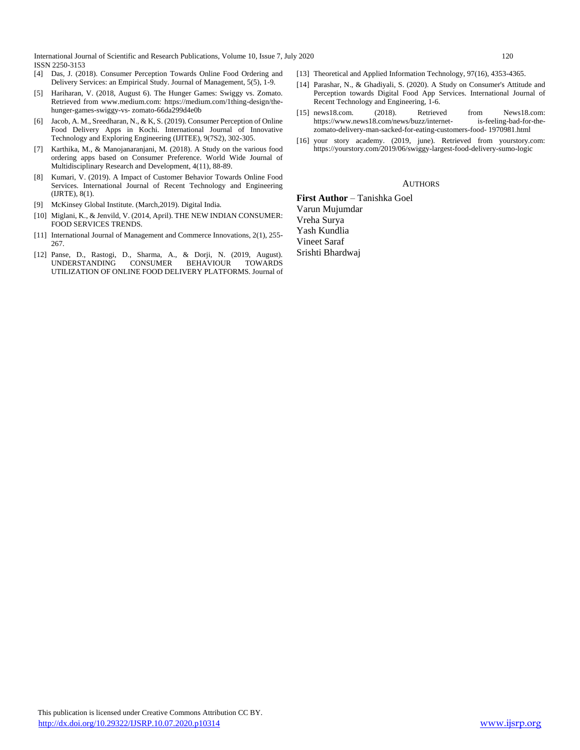[4] Das, J. (2018). Consumer Perception Towards Online Food Ordering and Delivery Services: an Empirical Study. Journal of Management, 5(5), 1-9.

[5] Hariharan, V. (2018, August 6). The Hunger Games: Swiggy vs. Zomato. Retrieved from www.medium.com: https://medium.com/1thing-design/the-hunger-games-swiggy-vs- zomato-66da299d4e0b

[6] Jacob, A. M., Sreedharan, N., & K, S. (2019). Consumer Perception of Online Food Delivery Apps in Kochi. International Journal of Innovative Technology and Exploring Engineering (IJITEE), 9(7S2), 302-305.

[7] Karthika, M., & Manojanaranjani, M. (2018). A Study on the various food ordering apps based on Consumer Preference. World Wide Journal of Multidisciplinary Research and Development, 4(11), 88-89.

[8] Kumari, V. (2019). A Impact of Customer Behavior Towards Online Food Services. International Journal of Recent Technology and Engineering (IJRTE), 8(1).

[9] McKinsey Global Institute. (March,2019). Digital India.

[10] Miglani, K., & Jenvild, V. (2014, April). THE NEW INDIAN CONSUMER: FOOD SERVICES TRENDS.

[11] International Journal of Management and Commerce Innovations, 2(1), 255-267.

[12] Panse, D., Rastogi, D., Sharma, A., & Dorji, N. (2019, August). UNDERSTANDING CONSUMER BEHAVIOUR TOWARDS UTILIZATION OF ONLINE FOOD DELIVERY PLATFORMS. Journal of

[13] Theoretical and Applied Information Technology, 97(16), 4353-4365.

[14] Parashar, N., & Ghadiyali, S. (2020). A Study on Consumer's Attitude and Perception towards Digital Food App Services. International Journal of Recent Technology and Engineering, 1-6.

[15] news18.com. (2018). Retrieved from News18.com: https://www.news18.com/news/buzz/internet- is-feeling-bad-for-the-zomato-delivery-man-sacked-for-eating-customers-food- 1970981.html

[16] your story academy. (2019, june). Retrieved from yourstory.com: https://yourstory.com/2019/06/swiggy-largest-food-delivery-sumo-logic

## AUTHORS

**First Author** – Tanishka Goel
Varun Mujumdar
Vreha Surya
Yash Kundlia
Vineet Saraf
Srishti Bhardwaj

This publication is licensed under Creative Commons Attribution CC BY.
http://dx.doi.org/10.29322/IJSRP.10.07.2020.p10314